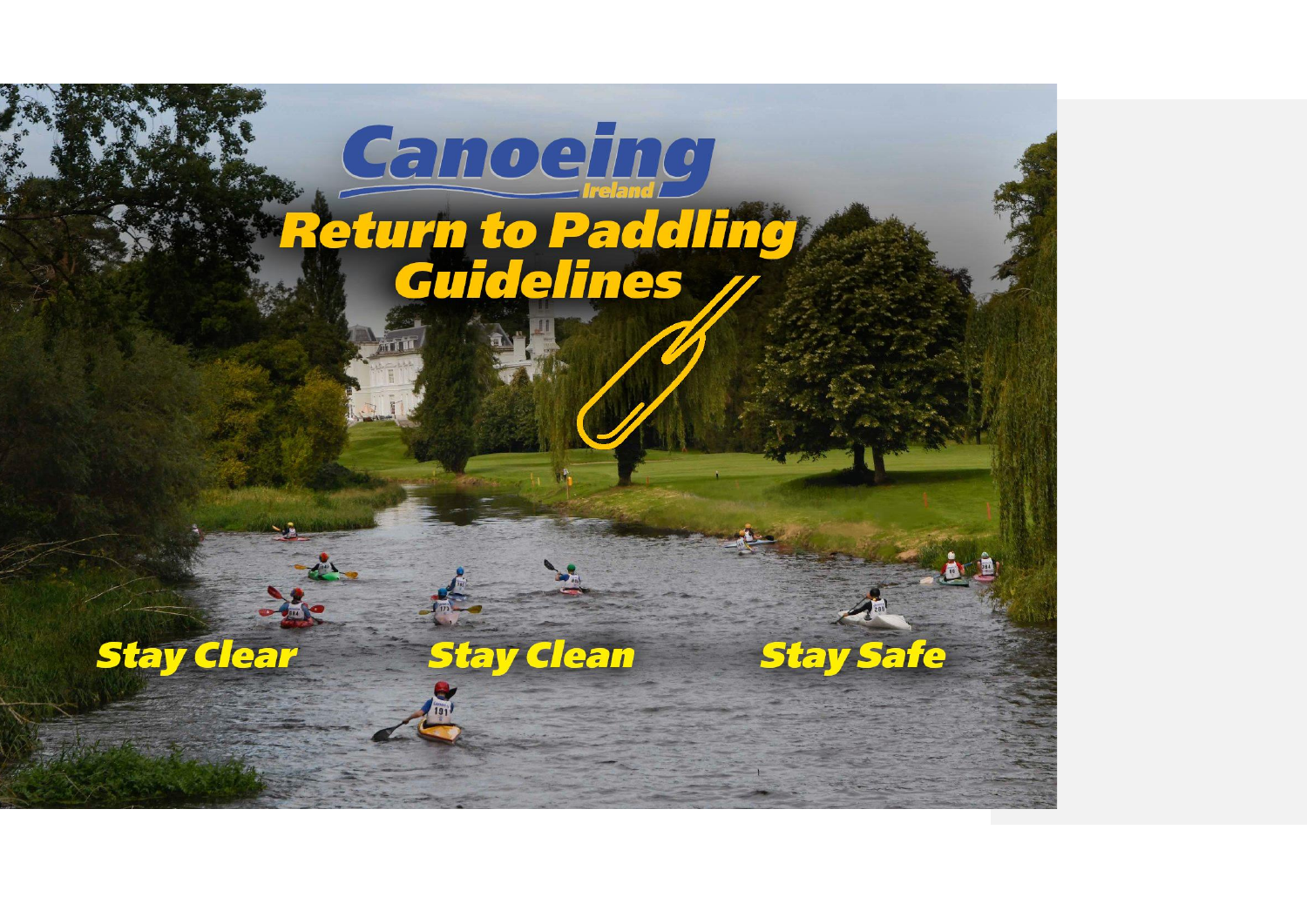# Canoeing Ireland

# Return to Paddling Guidelines

**Stay Clear** **Stay Clean** **Stay Safe**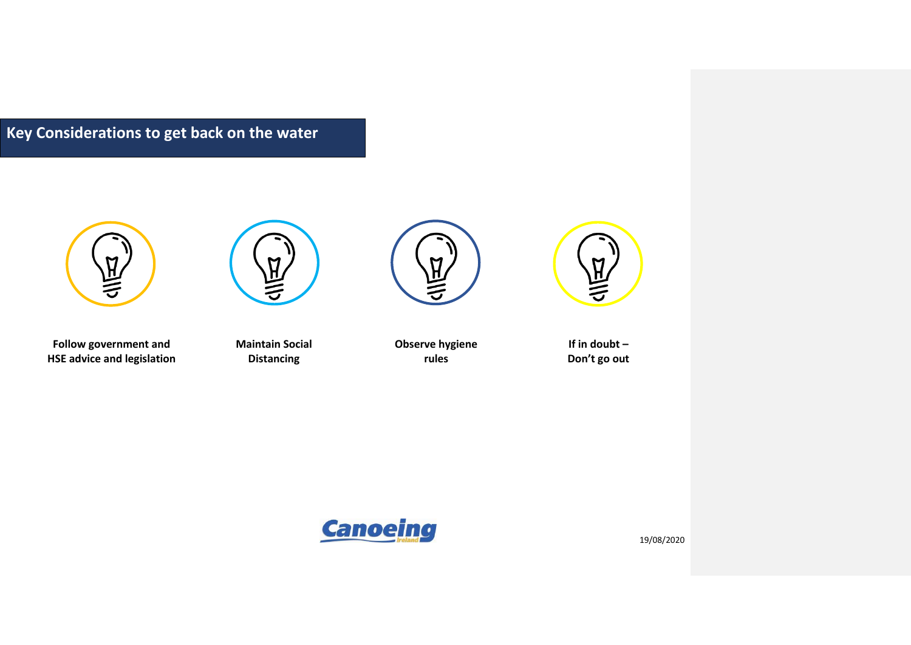# Key Considerations to get back on the water

- **Follow government and HSE advice and legislation**
- **Maintain Social Distancing**
- **Observe hygiene rules**
- **If in doubt – Don't go out**

19/08/2020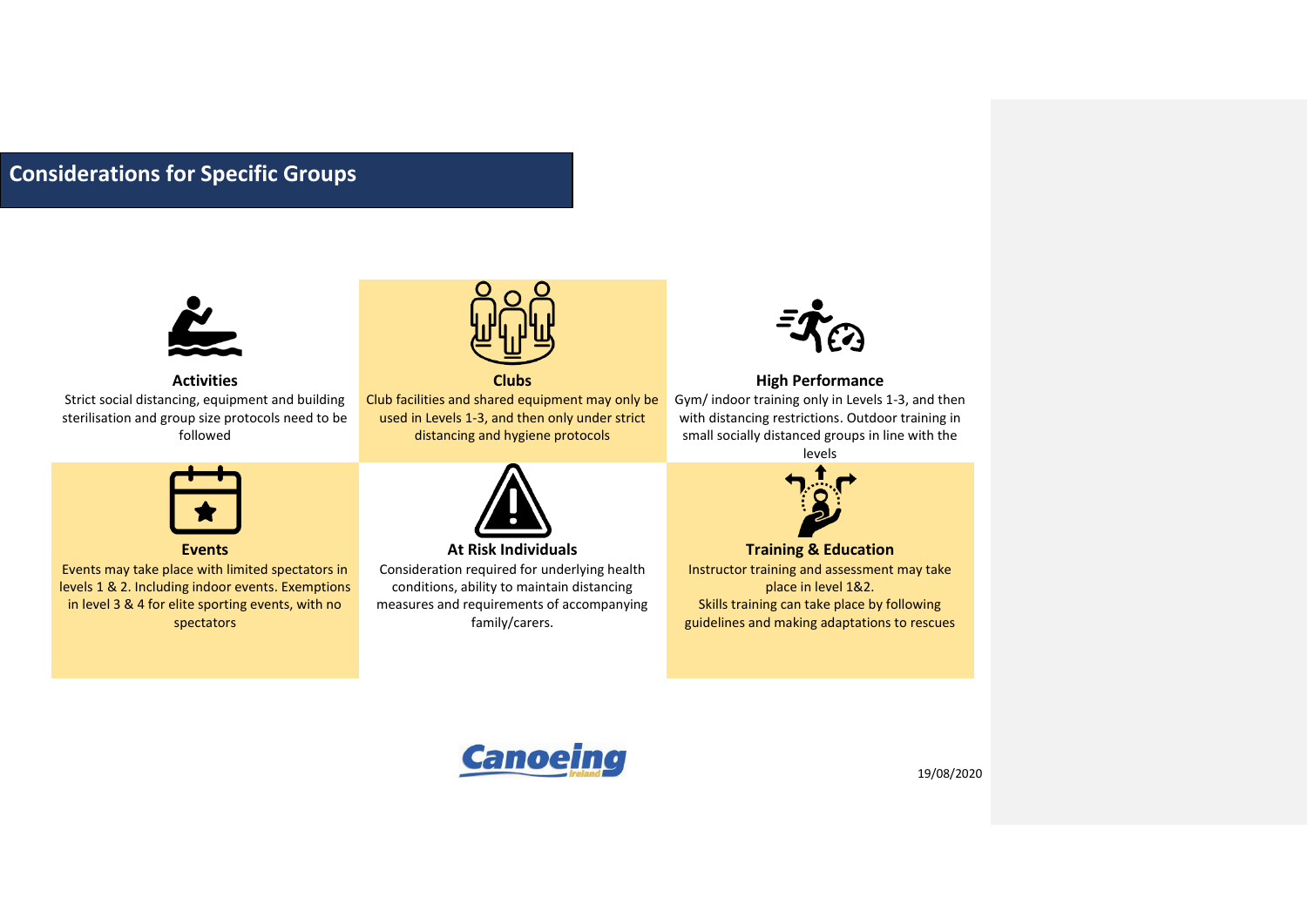## Considerations for Specific Groups

### Activities
Strict social distancing, equipment and building sterilisation and group size protocols need to be followed

### Clubs
Club facilities and shared equipment may only be used in Levels 1-3, and then only under strict distancing and hygiene protocols

### High Performance
Gym/ indoor training only in Levels 1-3, and then with distancing restrictions. Outdoor training in small socially distanced groups in line with the levels

### Events
Events may take place with limited spectators in levels 1 & 2. Including indoor events. Exemptions in level 3 & 4 for elite sporting events, with no spectators

### At Risk Individuals
Consideration required for underlying health conditions, ability to maintain distancing measures and requirements of accompanying family/carers.

### Training & Education
Instructor training and assessment may take place in level 1&2.
Skills training can take place by following guidelines and making adaptations to rescues

Canoeing Ireland

19/08/2020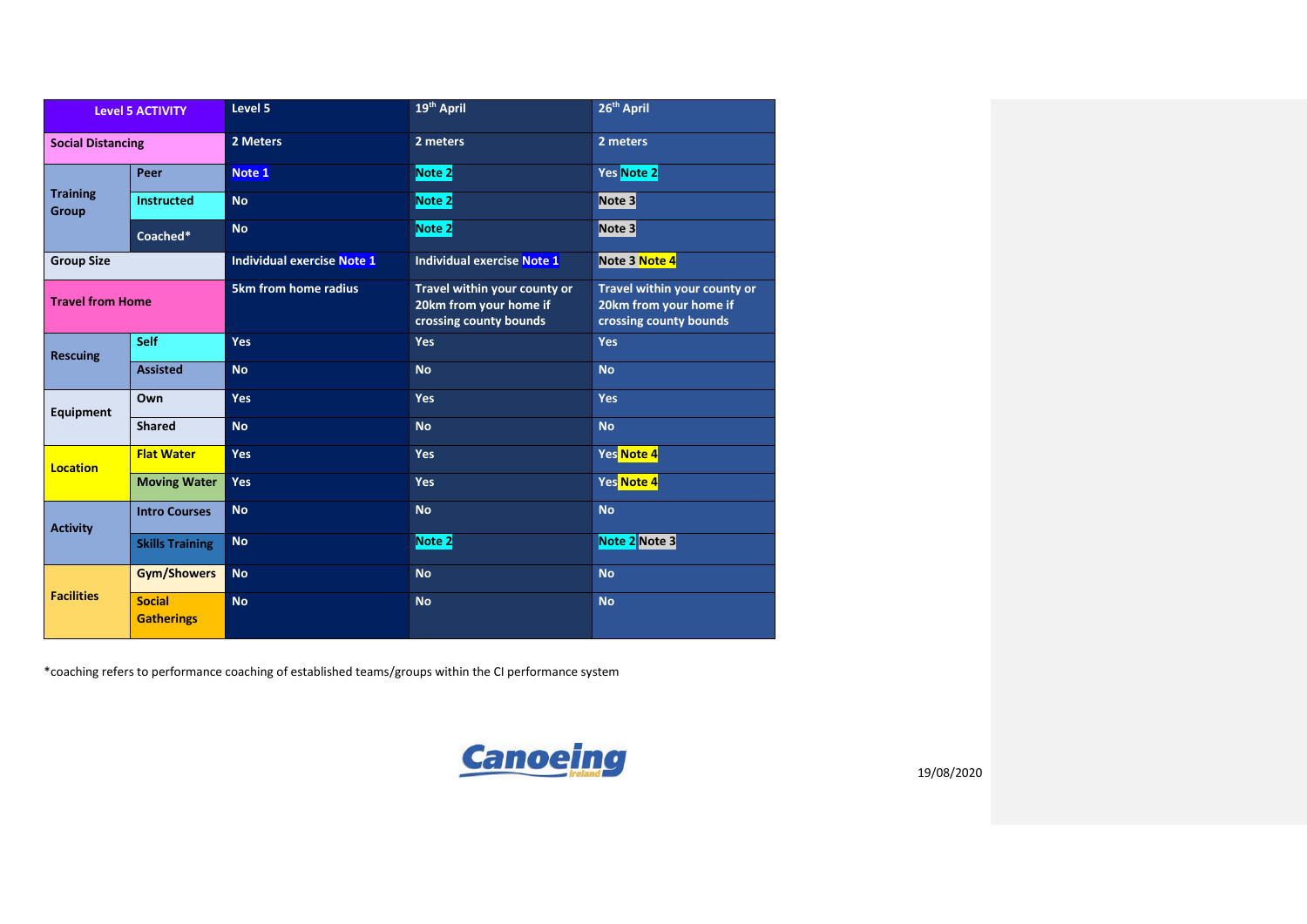| Level 5 ACTIVITY | | Level 5 | 19th April | 26th April |
|---|---|---|---|---|
| Social Distancing | | 2 Meters | 2 meters | 2 meters |
| Training Group | Peer | Note 1 | Note 2 | Yes Note 2 |
| | Instructed | No | Note 2 | Note 3 |
| | Coached* | No | Note 2 | Note 3 |
| Group Size | | Individual exercise Note 1 | Individual exercise Note 1 | Note 3 Note 4 |
| Travel from Home | | 5km from home radius | Travel within your county or 20km from your home if crossing county bounds | Travel within your county or 20km from your home if crossing county bounds |
| Rescuing | Self | Yes | Yes | Yes |
| | Assisted | No | No | No |
| Equipment | Own | Yes | Yes | Yes |
| | Shared | No | No | No |
| Location | Flat Water | Yes | Yes | Yes Note 4 |
| | Moving Water | Yes | Yes | Yes Note 4 |
| Activity | Intro Courses | No | No | No |
| | Skills Training | No | Note 2 | Note 2 Note 3 |
| Facilities | Gym/Showers | No | No | No |
| | Social Gatherings | No | No | No |

*coaching refers to performance coaching of established teams/groups within the CI performance system

19/08/2020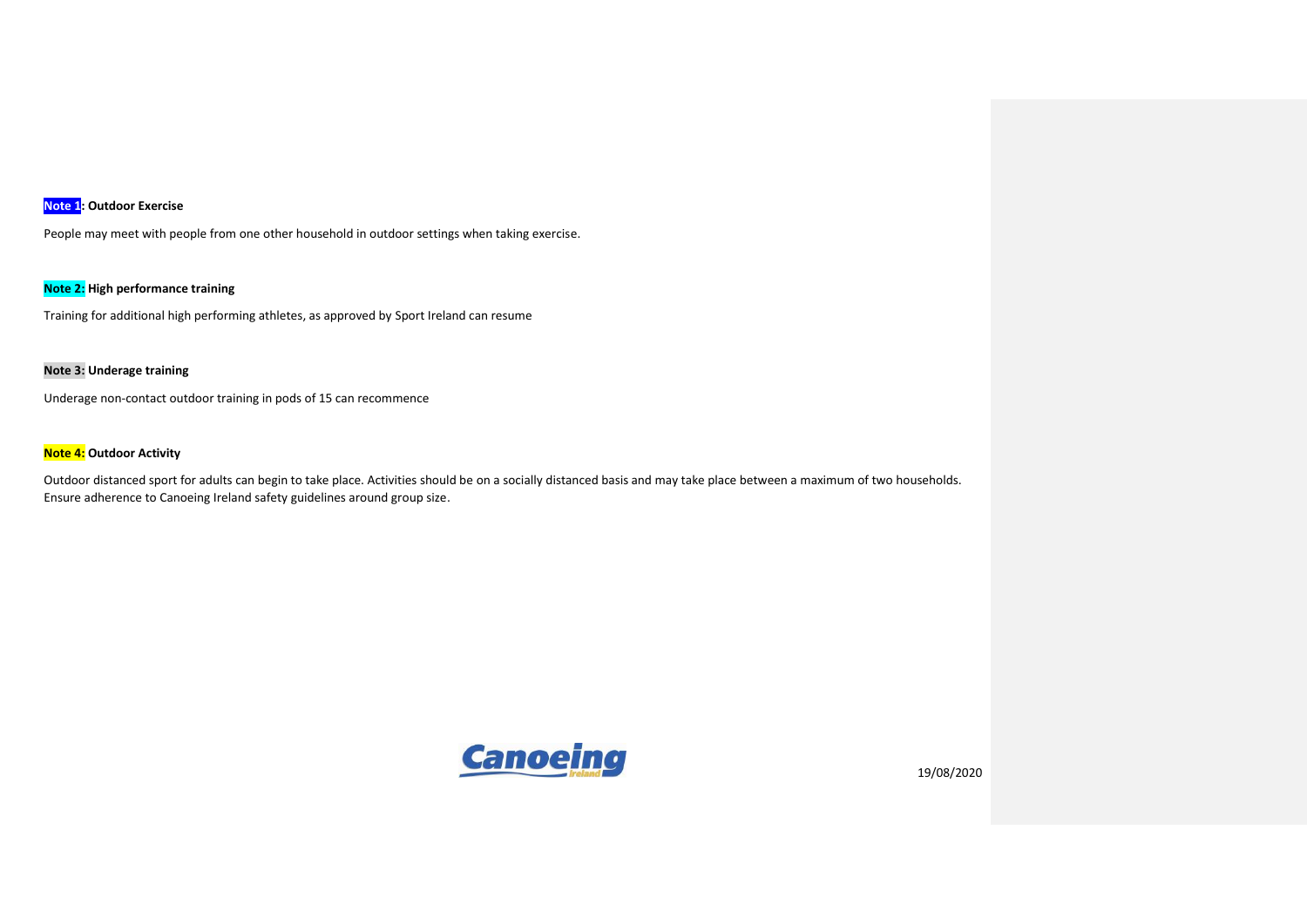**Note 1: Outdoor Exercise**

People may meet with people from one other household in outdoor settings when taking exercise.

**Note 2: High performance training**

Training for additional high performing athletes, as approved by Sport Ireland can resume

**Note 3: Underage training**

Underage non-contact outdoor training in pods of 15 can recommence

**Note 4: Outdoor Activity**

Outdoor distanced sport for adults can begin to take place. Activities should be on a socially distanced basis and may take place between a maximum of two households. Ensure adherence to Canoeing Ireland safety guidelines around group size.

19/08/2020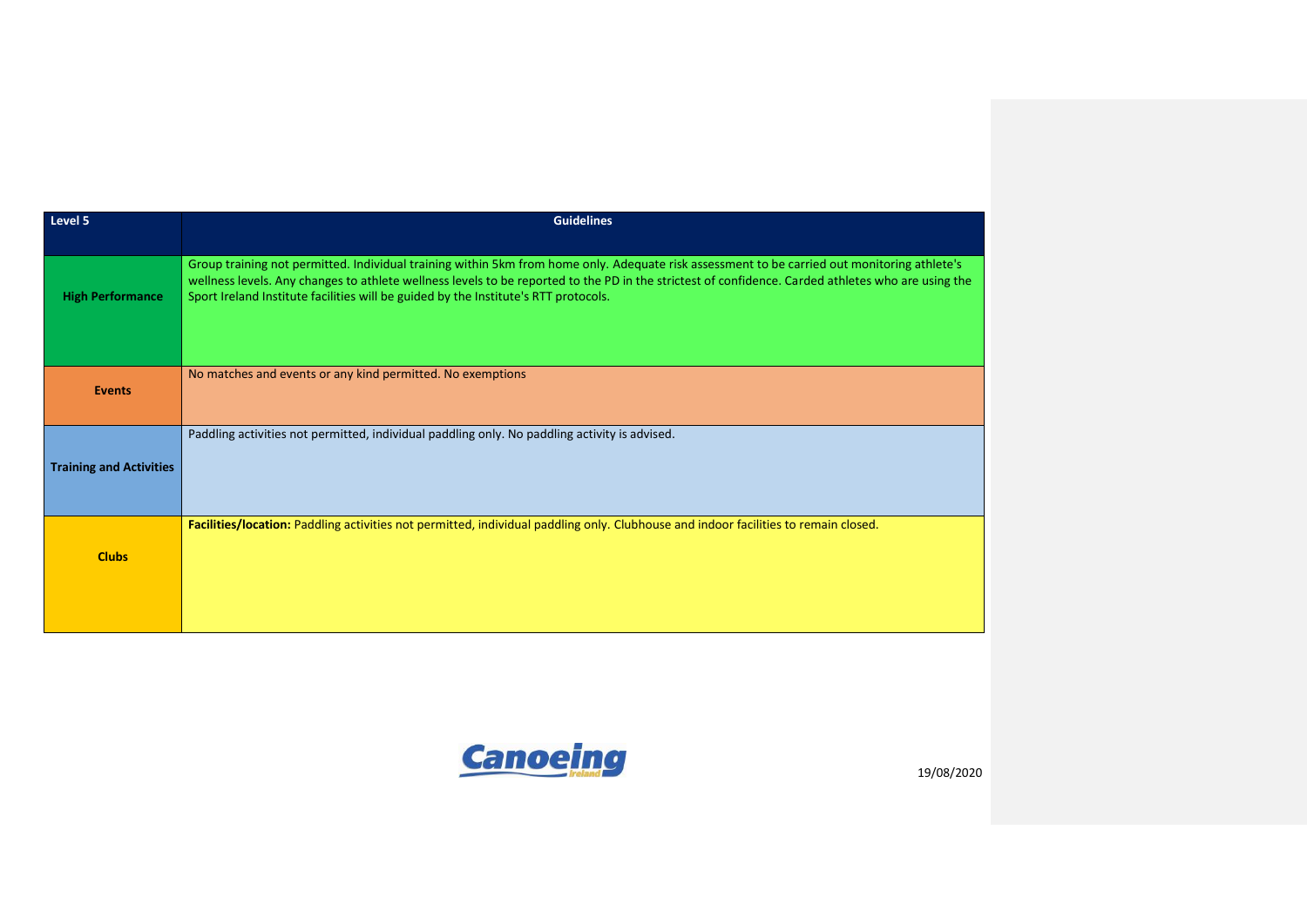| Level 5 | Guidelines |
| --- | --- |
| **High Performance** | Group training not permitted. Individual training within 5km from home only. Adequate risk assessment to be carried out monitoring athlete's wellness levels. Any changes to athlete wellness levels to be reported to the PD in the strictest of confidence. Carded athletes who are using the Sport Ireland Institute facilities will be guided by the Institute's RTT protocols. |
| **Events** | No matches and events or any kind permitted. No exemptions |
| **Training and Activities** | Paddling activities not permitted, individual paddling only. No paddling activity is advised. |
| **Clubs** | **Facilities/location:** Paddling activities not permitted, individual paddling only. Clubhouse and indoor facilities to remain closed. |

19/08/2020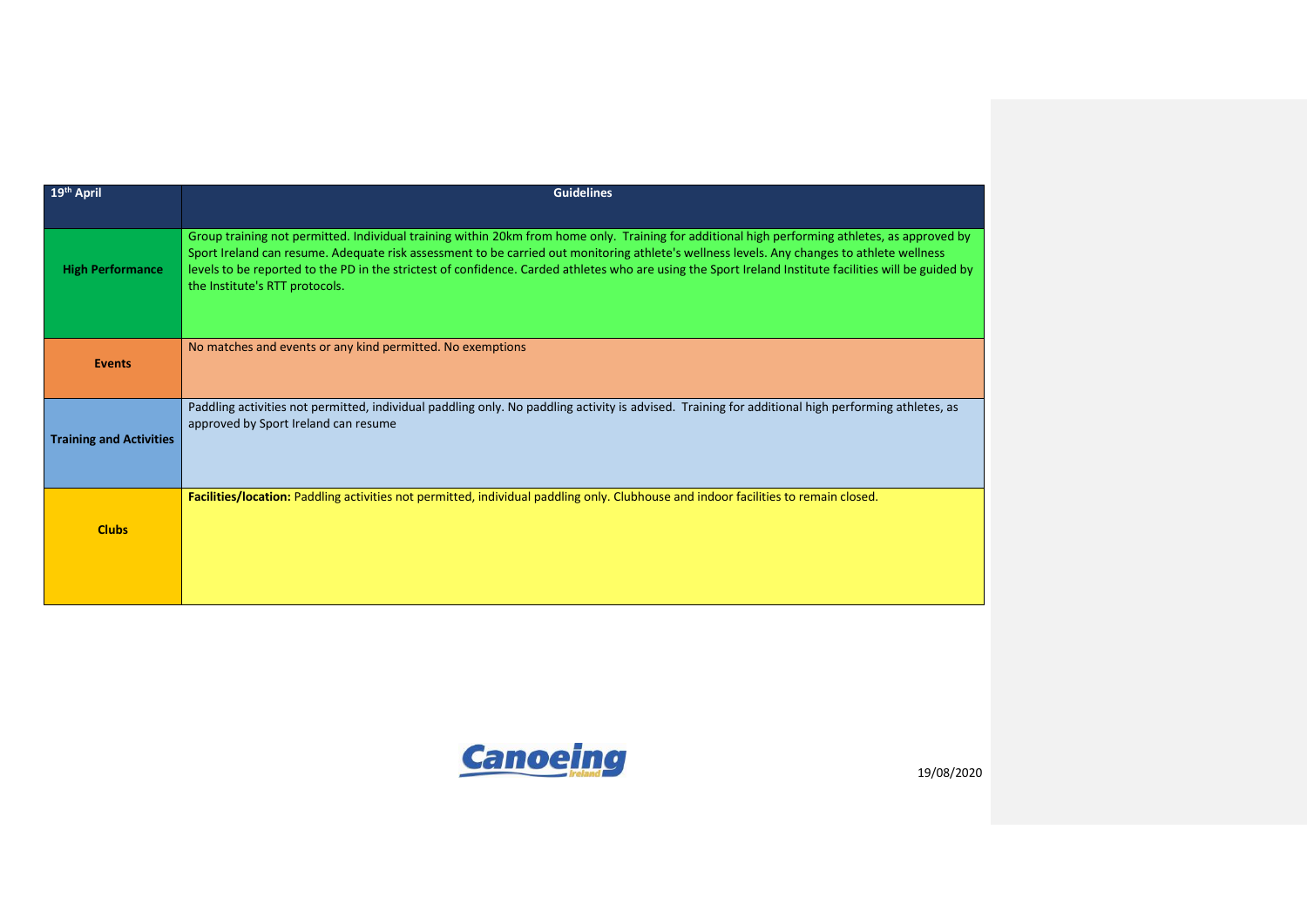| 19th April | Guidelines |
| --- | --- |
| **High Performance** | Group training not permitted. Individual training within 20km from home only. Training for additional high performing athletes, as approved by Sport Ireland can resume. Adequate risk assessment to be carried out monitoring athlete's wellness levels. Any changes to athlete wellness levels to be reported to the PD in the strictest of confidence. Carded athletes who are using the Sport Ireland Institute facilities will be guided by the Institute's RTT protocols. |
| **Events** | No matches and events or any kind permitted. No exemptions |
| **Training and Activities** | Paddling activities not permitted, individual paddling only. No paddling activity is advised. Training for additional high performing athletes, as approved by Sport Ireland can resume |
| **Clubs** | **Facilities/location:** Paddling activities not permitted, individual paddling only. Clubhouse and indoor facilities to remain closed. |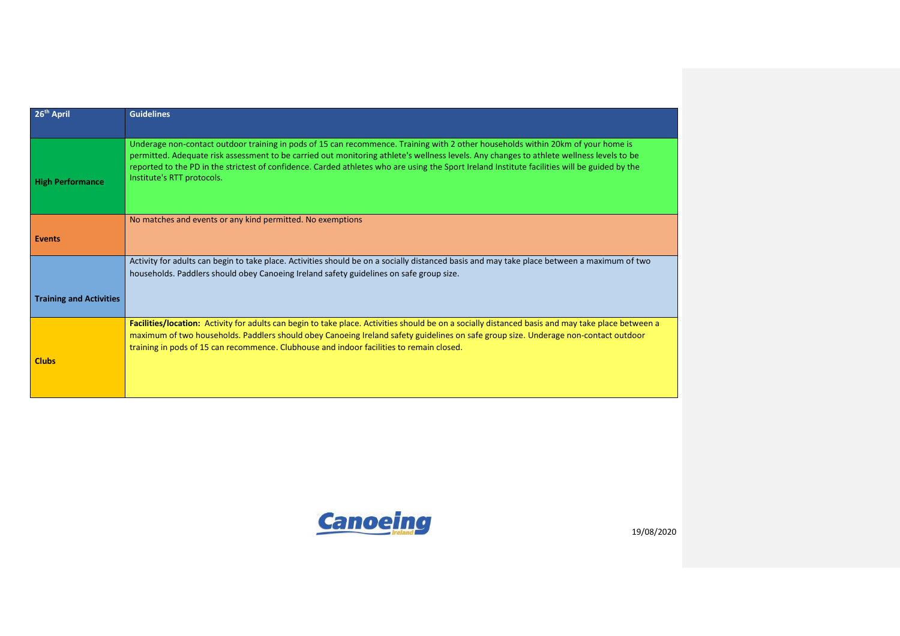| 26th April | Guidelines |
| --- | --- |
| **High Performance** | Underage non-contact outdoor training in pods of 15 can recommence. Training with 2 other households within 20km of your home is permitted. Adequate risk assessment to be carried out monitoring athlete's wellness levels. Any changes to athlete wellness levels to be reported to the PD in the strictest of confidence. Carded athletes who are using the Sport Ireland Institute facilities will be guided by the Institute's RTT protocols. |
| **Events** | No matches and events or any kind permitted. No exemptions |
| **Training and Activities** | Activity for adults can begin to take place. Activities should be on a socially distanced basis and may take place between a maximum of two households. Paddlers should obey Canoeing Ireland safety guidelines on safe group size. |
| **Clubs** | **Facilities/location:** Activity for adults can begin to take place. Activities should be on a socially distanced basis and may take place between a maximum of two households. Paddlers should obey Canoeing Ireland safety guidelines on safe group size. Underage non-contact outdoor training in pods of 15 can recommence. Clubhouse and indoor facilities to remain closed. |

19/08/2020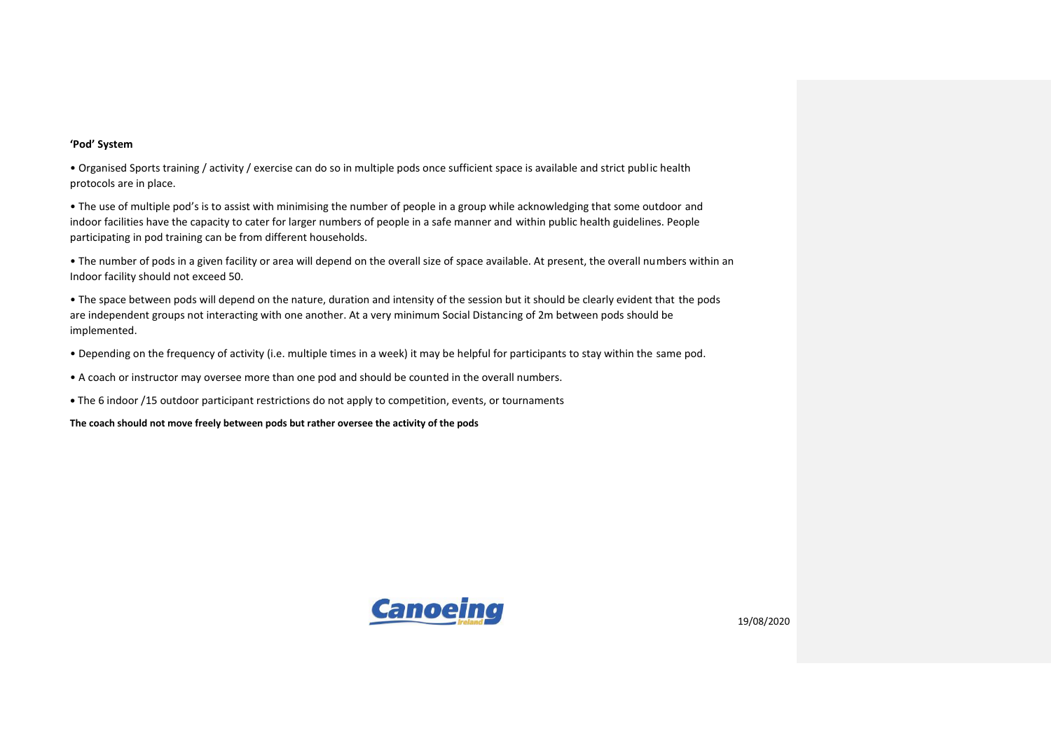**'Pod' System**

- Organised Sports training / activity / exercise can do so in multiple pods once sufficient space is available and strict public health protocols are in place.
- The use of multiple pod's is to assist with minimising the number of people in a group while acknowledging that some outdoor and indoor facilities have the capacity to cater for larger numbers of people in a safe manner and within public health guidelines. People participating in pod training can be from different households.
- The number of pods in a given facility or area will depend on the overall size of space available. At present, the overall numbers within an Indoor facility should not exceed 50.
- The space between pods will depend on the nature, duration and intensity of the session but it should be clearly evident that the pods are independent groups not interacting with one another. At a very minimum Social Distancing of 2m between pods should be implemented.
- Depending on the frequency of activity (i.e. multiple times in a week) it may be helpful for participants to stay within the same pod.
- A coach or instructor may oversee more than one pod and should be counted in the overall numbers.
- The 6 indoor /15 outdoor participant restrictions do not apply to competition, events, or tournaments

**The coach should not move freely between pods but rather oversee the activity of the pods**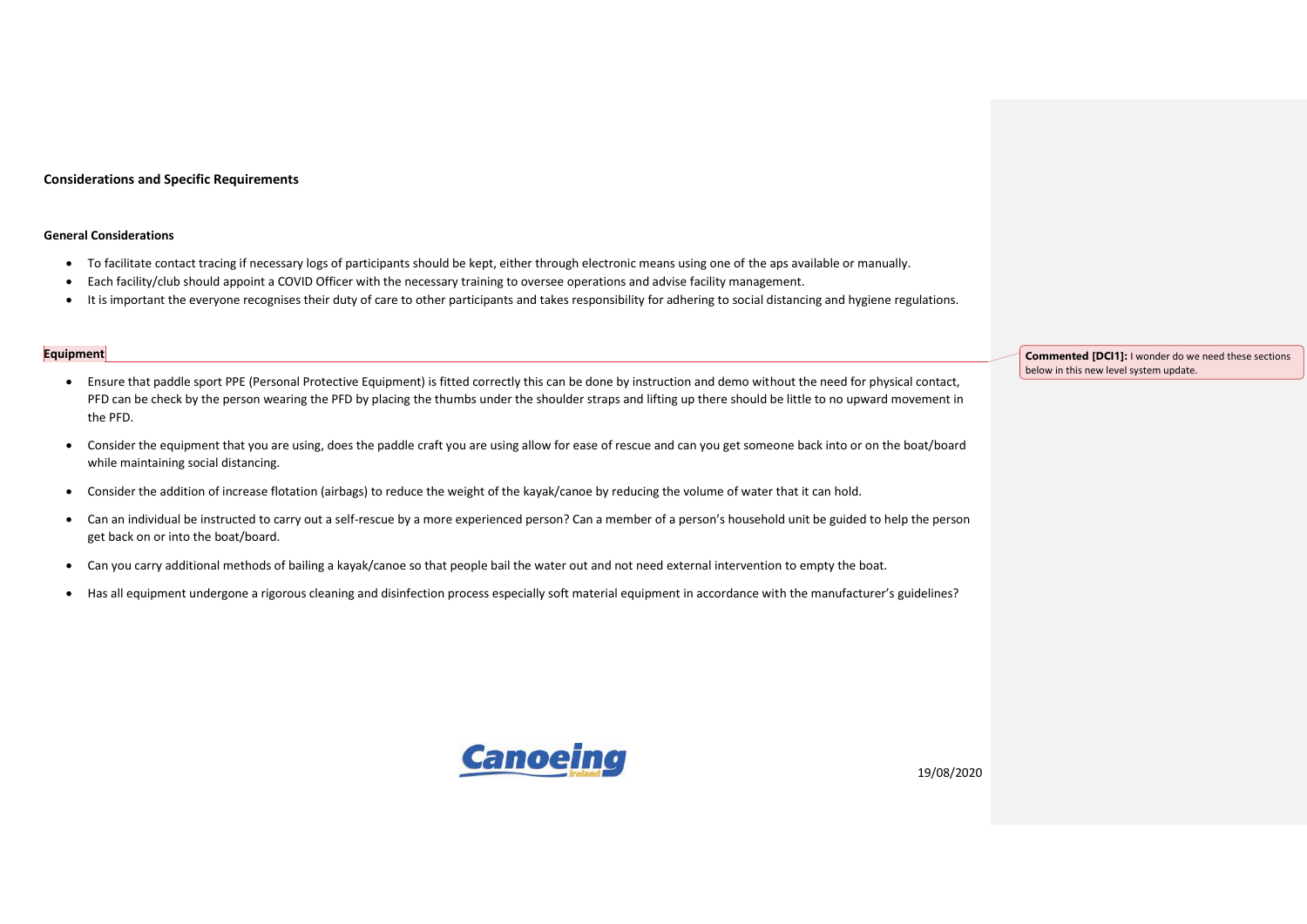## Considerations and Specific Requirements

### General Considerations

- To facilitate contact tracing if necessary logs of participants should be kept, either through electronic means using one of the aps available or manually.
- Each facility/club should appoint a COVID Officer with the necessary training to oversee operations and advise facility management.
- It is important the everyone recognises their duty of care to other participants and takes responsibility for adhering to social distancing and hygiene regulations.

### Equipment

**Commented [DCI1]:** I wonder do we need these sections below in this new level system update.

- Ensure that paddle sport PPE (Personal Protective Equipment) is fitted correctly this can be done by instruction and demo without the need for physical contact, PFD can be check by the person wearing the PFD by placing the thumbs under the shoulder straps and lifting up there should be little to no upward movement in the PFD.
- Consider the equipment that you are using, does the paddle craft you are using allow for ease of rescue and can you get someone back into or on the boat/board while maintaining social distancing.
- Consider the addition of increase flotation (airbags) to reduce the weight of the kayak/canoe by reducing the volume of water that it can hold.
- Can an individual be instructed to carry out a self-rescue by a more experienced person? Can a member of a person's household unit be guided to help the person get back on or into the boat/board.
- Can you carry additional methods of bailing a kayak/canoe so that people bail the water out and not need external intervention to empty the boat.
- Has all equipment undergone a rigorous cleaning and disinfection process especially soft material equipment in accordance with the manufacturer's guidelines?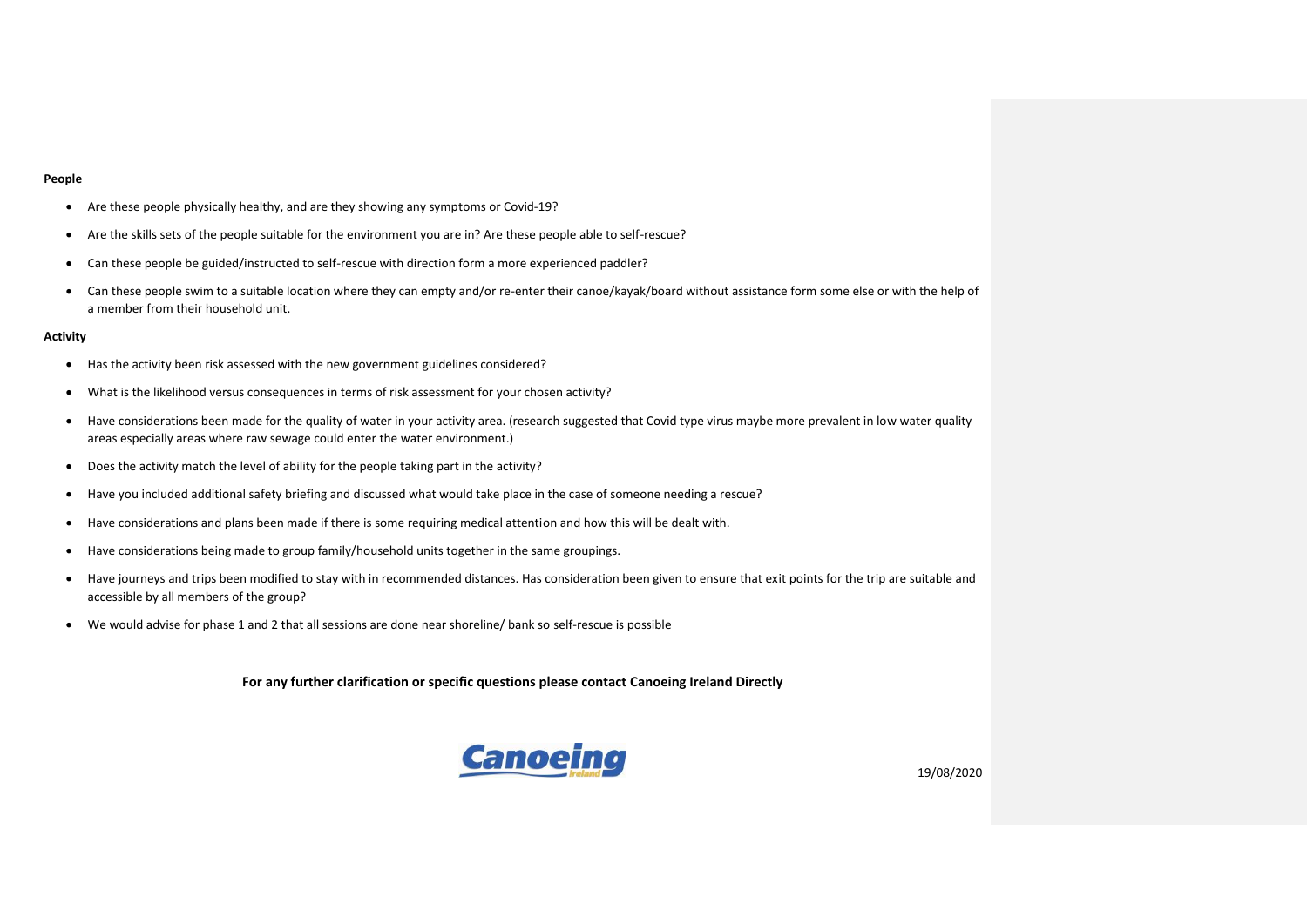**People**

- Are these people physically healthy, and are they showing any symptoms or Covid-19?
- Are the skills sets of the people suitable for the environment you are in? Are these people able to self-rescue?
- Can these people be guided/instructed to self-rescue with direction form a more experienced paddler?
- Can these people swim to a suitable location where they can empty and/or re-enter their canoe/kayak/board without assistance form some else or with the help of a member from their household unit.

**Activity**

- Has the activity been risk assessed with the new government guidelines considered?
- What is the likelihood versus consequences in terms of risk assessment for your chosen activity?
- Have considerations been made for the quality of water in your activity area. (research suggested that Covid type virus maybe more prevalent in low water quality areas especially areas where raw sewage could enter the water environment.)
- Does the activity match the level of ability for the people taking part in the activity?
- Have you included additional safety briefing and discussed what would take place in the case of someone needing a rescue?
- Have considerations and plans been made if there is some requiring medical attention and how this will be dealt with.
- Have considerations being made to group family/household units together in the same groupings.
- Have journeys and trips been modified to stay with in recommended distances. Has consideration been given to ensure that exit points for the trip are suitable and accessible by all members of the group?
- We would advise for phase 1 and 2 that all sessions are done near shoreline/ bank so self-rescue is possible

**For any further clarification or specific questions please contact Canoeing Ireland Directly**

Canoeing Ireland

19/08/2020